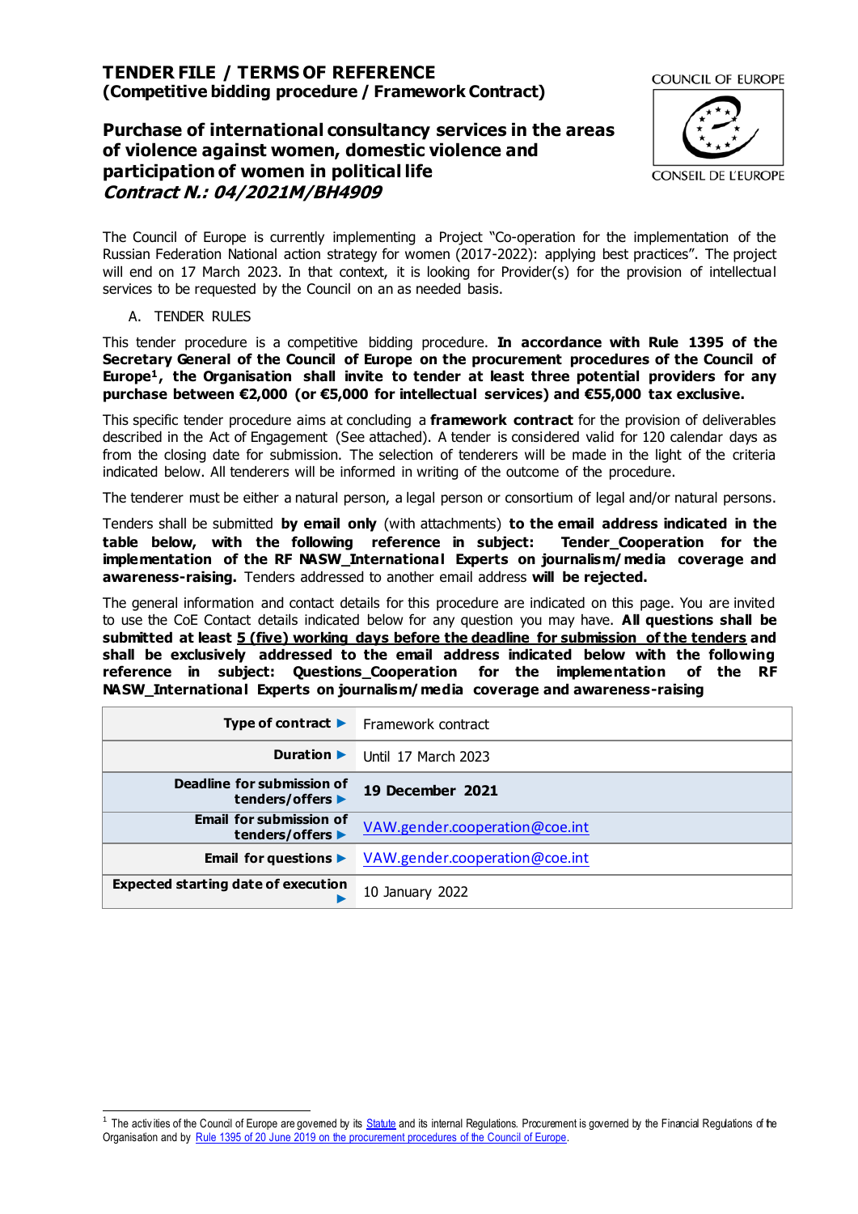# TENDER FILE / TERMS OF REFERENCE
## (Competitive bidding procedure / Framework Contract)

COUNCIL OF EUROPE

CONSEIL DE L'EUROPE

## Purchase of international consultancy services in the areas of violence against women, domestic violence and participation of women in political life
### *Contract N.: 04/2021M/BH4909*

The Council of Europe is currently implementing a Project "Co-operation for the implementation of the Russian Federation National action strategy for women (2017-2022): applying best practices". The project will end on 17 March 2023. In that context, it is looking for Provider(s) for the provision of intellectual services to be requested by the Council on an as needed basis.

A. TENDER RULES

This tender procedure is a competitive bidding procedure. **In accordance with Rule 1395 of the Secretary General of the Council of Europe on the procurement procedures of the Council of Europe[1], the Organisation shall invite to tender at least three potential providers for any purchase between €2,000 (or €5,000 for intellectual services) and €55,000 tax exclusive.**

This specific tender procedure aims at concluding a **framework contract** for the provision of deliverables described in the Act of Engagement (See attached). A tender is considered valid for 120 calendar days as from the closing date for submission. The selection of tenderers will be made in the light of the criteria indicated below. All tenderers will be informed in writing of the outcome of the procedure.

The tenderer must be either a natural person, a legal person or consortium of legal and/or natural persons.

Tenders shall be submitted **by email only** (with attachments) **to the email address indicated in the table below, with the following reference in subject: Tender_Cooperation for the implementation of the RF NASW_International Experts on journalism/media coverage and awareness-raising.** Tenders addressed to another email address **will be rejected.**

The general information and contact details for this procedure are indicated on this page. You are invited to use the CoE Contact details indicated below for any question you may have. **All questions shall be submitted at least <u>5 (five) working days before the deadline for submission of the tenders</u> and shall be exclusively addressed to the email address indicated below with the following reference in subject: Questions_Cooperation for the implementation of the RF NASW_International Experts on journalism/media coverage and awareness-raising**

| | |
|---|---|
| **Type of contract ►** | Framework contract |
| **Duration ►** | Until 17 March 2023 |
| **Deadline for submission of tenders/offers ►** | **19 December 2021** |
| **Email for submission of tenders/offers ►** | VAW.gender.cooperation@coe.int |
| **Email for questions ►** | VAW.gender.cooperation@coe.int |
| **Expected starting date of execution ►** | 10 January 2022 |

[1] The activities of the Council of Europe are governed by its Statute and its internal Regulations. Procurement is governed by the Financial Regulations of the Organisation and by Rule 1395 of 20 June 2019 on the procurement procedures of the Council of Europe.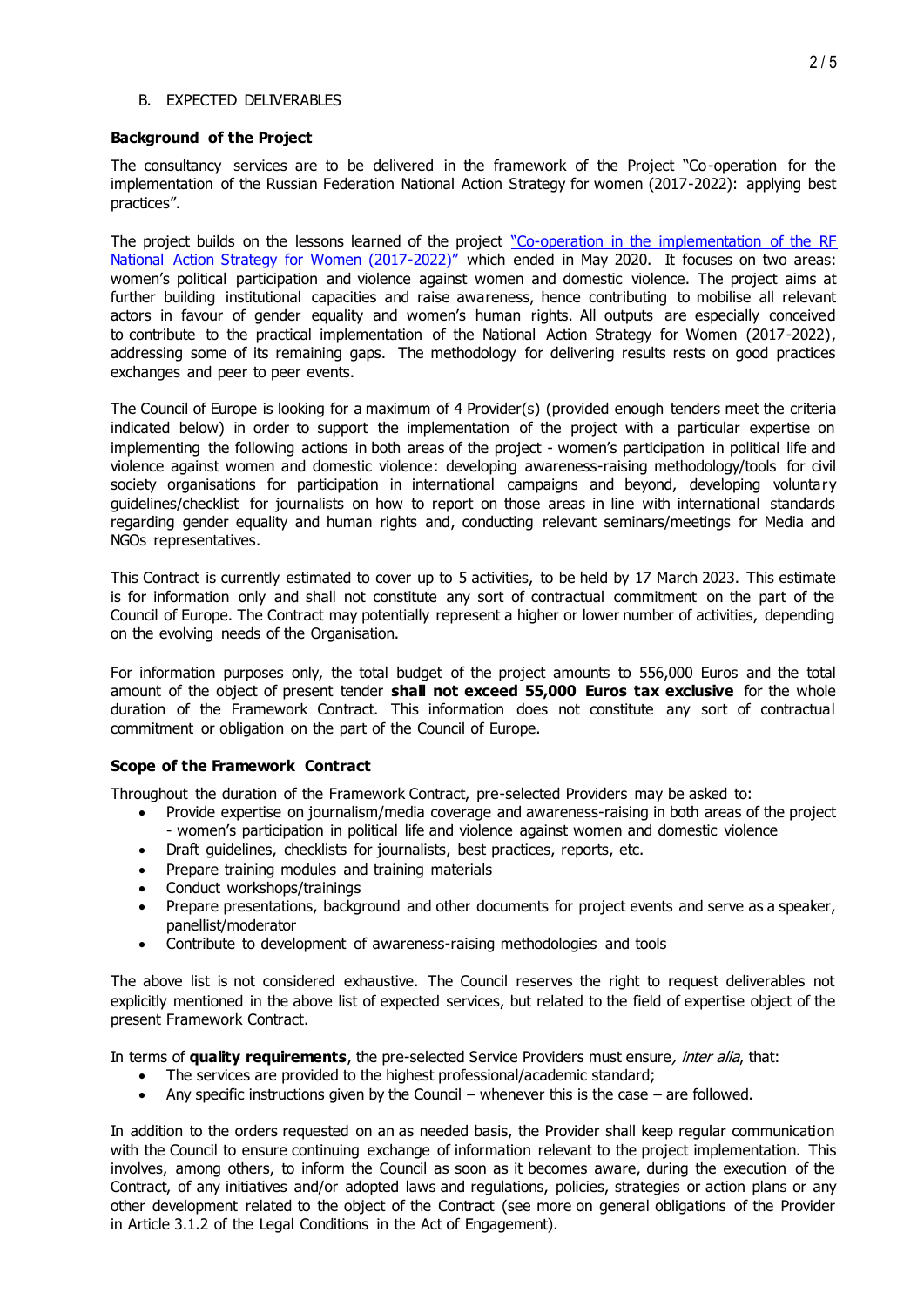B. EXPECTED DELIVERABLES

**Background of the Project**

The consultancy services are to be delivered in the framework of the Project "Co-operation for the implementation of the Russian Federation National Action Strategy for women (2017-2022): applying best practices".

The project builds on the lessons learned of the project "Co-operation in the implementation of the RF National Action Strategy for Women (2017-2022)" which ended in May 2020. It focuses on two areas: women's political participation and violence against women and domestic violence. The project aims at further building institutional capacities and raise awareness, hence contributing to mobilise all relevant actors in favour of gender equality and women's human rights. All outputs are especially conceived to contribute to the practical implementation of the National Action Strategy for Women (2017-2022), addressing some of its remaining gaps. The methodology for delivering results rests on good practices exchanges and peer to peer events.

The Council of Europe is looking for a maximum of 4 Provider(s) (provided enough tenders meet the criteria indicated below) in order to support the implementation of the project with a particular expertise on implementing the following actions in both areas of the project - women's participation in political life and violence against women and domestic violence: developing awareness-raising methodology/tools for civil society organisations for participation in international campaigns and beyond, developing voluntary guidelines/checklist for journalists on how to report on those areas in line with international standards regarding gender equality and human rights and, conducting relevant seminars/meetings for Media and NGOs representatives.

This Contract is currently estimated to cover up to 5 activities, to be held by 17 March 2023. This estimate is for information only and shall not constitute any sort of contractual commitment on the part of the Council of Europe. The Contract may potentially represent a higher or lower number of activities, depending on the evolving needs of the Organisation.

For information purposes only, the total budget of the project amounts to 556,000 Euros and the total amount of the object of present tender **shall not exceed 55,000 Euros tax exclusive** for the whole duration of the Framework Contract. This information does not constitute any sort of contractual commitment or obligation on the part of the Council of Europe.

**Scope of the Framework Contract**

Throughout the duration of the Framework Contract, pre-selected Providers may be asked to:

- Provide expertise on journalism/media coverage and awareness-raising in both areas of the project - women's participation in political life and violence against women and domestic violence
- Draft guidelines, checklists for journalists, best practices, reports, etc.
- Prepare training modules and training materials
- Conduct workshops/trainings
- Prepare presentations, background and other documents for project events and serve as a speaker, panellist/moderator
- Contribute to development of awareness-raising methodologies and tools

The above list is not considered exhaustive. The Council reserves the right to request deliverables not explicitly mentioned in the above list of expected services, but related to the field of expertise object of the present Framework Contract.

In terms of **quality requirements**, the pre-selected Service Providers must ensure*, inter alia*, that:

- The services are provided to the highest professional/academic standard;
- Any specific instructions given by the Council – whenever this is the case – are followed.

In addition to the orders requested on an as needed basis, the Provider shall keep regular communication with the Council to ensure continuing exchange of information relevant to the project implementation. This involves, among others, to inform the Council as soon as it becomes aware, during the execution of the Contract, of any initiatives and/or adopted laws and regulations, policies, strategies or action plans or any other development related to the object of the Contract (see more on general obligations of the Provider in Article 3.1.2 of the Legal Conditions in the Act of Engagement).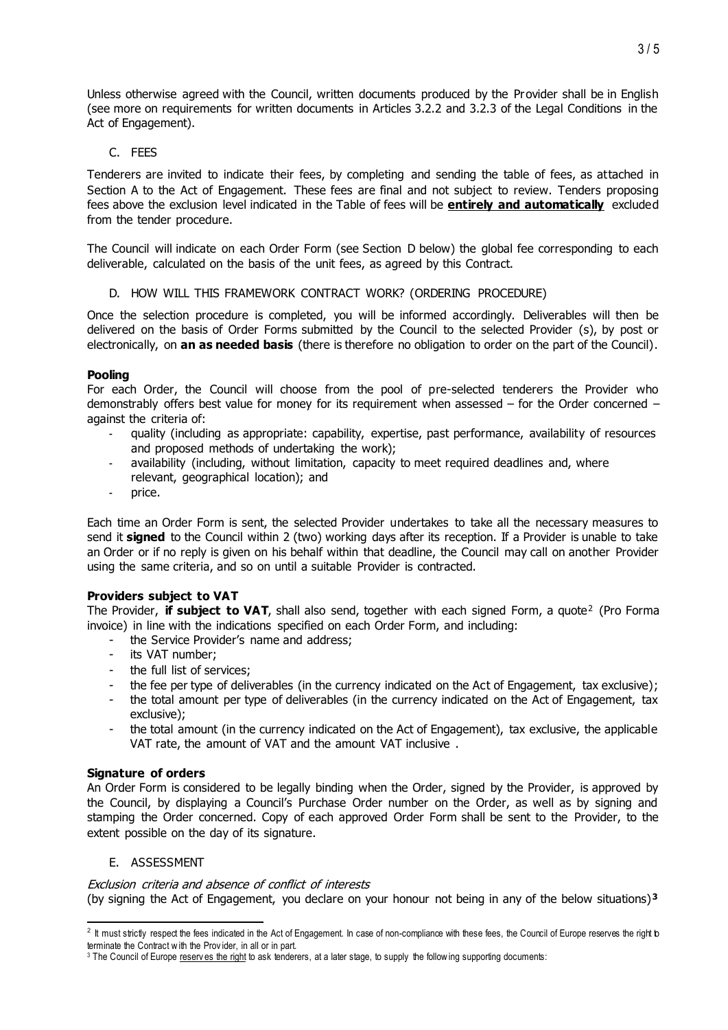Unless otherwise agreed with the Council, written documents produced by the Provider shall be in English (see more on requirements for written documents in Articles 3.2.2 and 3.2.3 of the Legal Conditions in the Act of Engagement).

## C. FEES

Tenderers are invited to indicate their fees, by completing and sending the table of fees, as attached in Section A to the Act of Engagement. These fees are final and not subject to review. Tenders proposing fees above the exclusion level indicated in the Table of fees will be **entirely and automatically** excluded from the tender procedure.

The Council will indicate on each Order Form (see Section D below) the global fee corresponding to each deliverable, calculated on the basis of the unit fees, as agreed by this Contract.

## D. HOW WILL THIS FRAMEWORK CONTRACT WORK? (ORDERING PROCEDURE)

Once the selection procedure is completed, you will be informed accordingly. Deliverables will then be delivered on the basis of Order Forms submitted by the Council to the selected Provider (s), by post or electronically, on **an as needed basis** (there is therefore no obligation to order on the part of the Council).

**Pooling**

For each Order, the Council will choose from the pool of pre-selected tenderers the Provider who demonstrably offers best value for money for its requirement when assessed – for the Order concerned – against the criteria of:

- quality (including as appropriate: capability, expertise, past performance, availability of resources and proposed methods of undertaking the work);
- availability (including, without limitation, capacity to meet required deadlines and, where relevant, geographical location); and
- price.

Each time an Order Form is sent, the selected Provider undertakes to take all the necessary measures to send it **signed** to the Council within 2 (two) working days after its reception. If a Provider is unable to take an Order or if no reply is given on his behalf within that deadline, the Council may call on another Provider using the same criteria, and so on until a suitable Provider is contracted.

**Providers subject to VAT**

The Provider, **if subject to VAT**, shall also send, together with each signed Form, a quote[2] (Pro Forma invoice) in line with the indications specified on each Order Form, and including:

- the Service Provider's name and address;
- its VAT number;
- the full list of services;
- the fee per type of deliverables (in the currency indicated on the Act of Engagement, tax exclusive);
- the total amount per type of deliverables (in the currency indicated on the Act of Engagement, tax exclusive);
- the total amount (in the currency indicated on the Act of Engagement), tax exclusive, the applicable VAT rate, the amount of VAT and the amount VAT inclusive .

**Signature of orders**

An Order Form is considered to be legally binding when the Order, signed by the Provider, is approved by the Council, by displaying a Council's Purchase Order number on the Order, as well as by signing and stamping the Order concerned. Copy of each approved Order Form shall be sent to the Provider, to the extent possible on the day of its signature.

## E. ASSESSMENT

*Exclusion criteria and absence of conflict of interests*

(by signing the Act of Engagement, you declare on your honour not being in any of the below situations)[3]

---

[2] It must strictly respect the fees indicated in the Act of Engagement. In case of non-compliance with these fees, the Council of Europe reserves the right to terminate the Contract with the Provider, in all or in part.

[3] The Council of Europe reserves the right to ask tenderers, at a later stage, to supply the following supporting documents: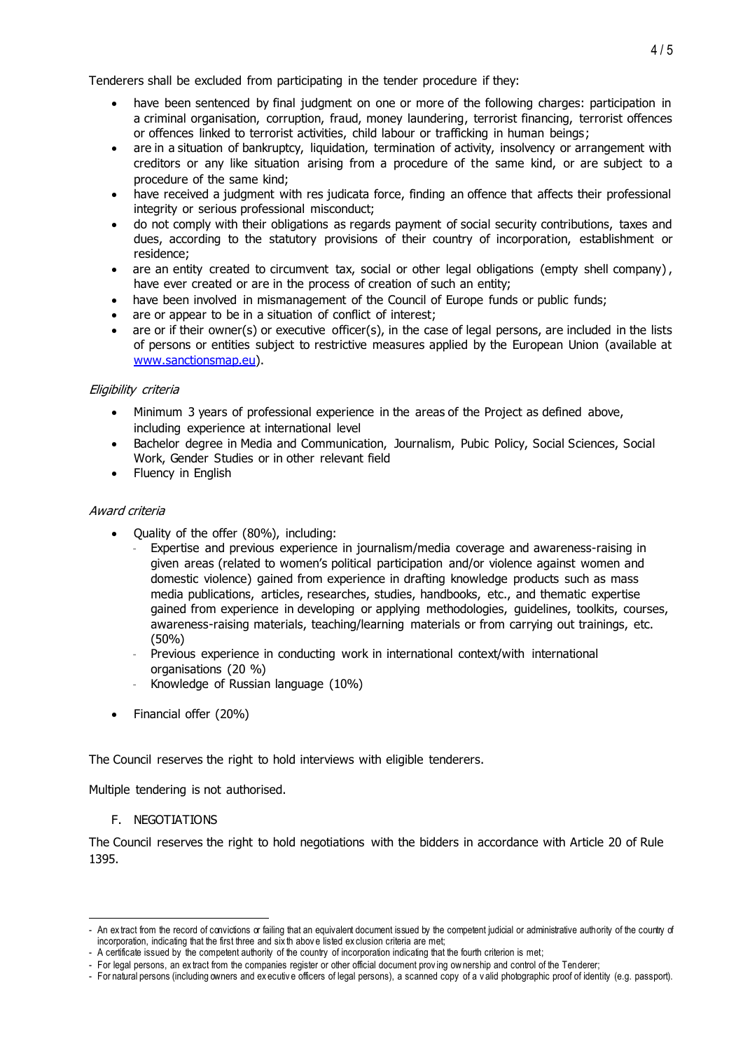Tenderers shall be excluded from participating in the tender procedure if they:

- have been sentenced by final judgment on one or more of the following charges: participation in a criminal organisation, corruption, fraud, money laundering, terrorist financing, terrorist offences or offences linked to terrorist activities, child labour or trafficking in human beings;
- are in a situation of bankruptcy, liquidation, termination of activity, insolvency or arrangement with creditors or any like situation arising from a procedure of the same kind, or are subject to a procedure of the same kind;
- have received a judgment with res judicata force, finding an offence that affects their professional integrity or serious professional misconduct;
- do not comply with their obligations as regards payment of social security contributions, taxes and dues, according to the statutory provisions of their country of incorporation, establishment or residence;
- are an entity created to circumvent tax, social or other legal obligations (empty shell company), have ever created or are in the process of creation of such an entity;
- have been involved in mismanagement of the Council of Europe funds or public funds;
- are or appear to be in a situation of conflict of interest;
- are or if their owner(s) or executive officer(s), in the case of legal persons, are included in the lists of persons or entities subject to restrictive measures applied by the European Union (available at www.sanctionsmap.eu).

*Eligibility criteria*

- Minimum 3 years of professional experience in the areas of the Project as defined above, including experience at international level
- Bachelor degree in Media and Communication, Journalism, Pubic Policy, Social Sciences, Social Work, Gender Studies or in other relevant field
- Fluency in English

*Award criteria*

- Quality of the offer (80%), including:
  - Expertise and previous experience in journalism/media coverage and awareness-raising in given areas (related to women's political participation and/or violence against women and domestic violence) gained from experience in drafting knowledge products such as mass media publications, articles, researches, studies, handbooks, etc., and thematic expertise gained from experience in developing or applying methodologies, guidelines, toolkits, courses, awareness-raising materials, teaching/learning materials or from carrying out trainings, etc. (50%)
  - Previous experience in conducting work in international context/with international organisations (20 %)
  - Knowledge of Russian language (10%)
- Financial offer (20%)

The Council reserves the right to hold interviews with eligible tenderers.

Multiple tendering is not authorised.

F. NEGOTIATIONS

The Council reserves the right to hold negotiations with the bidders in accordance with Article 20 of Rule 1395.

---

- An extract from the record of convictions or failing that an equivalent document issued by the competent judicial or administrative authority of the country of incorporation, indicating that the first three and sixth above listed exclusion criteria are met;
- A certificate issued by the competent authority of the country of incorporation indicating that the fourth criterion is met;
- For legal persons, an extract from the companies register or other official document proving ownership and control of the Tenderer;
- For natural persons (including owners and executive officers of legal persons), a scanned copy of a valid photographic proof of identity (e.g. passport).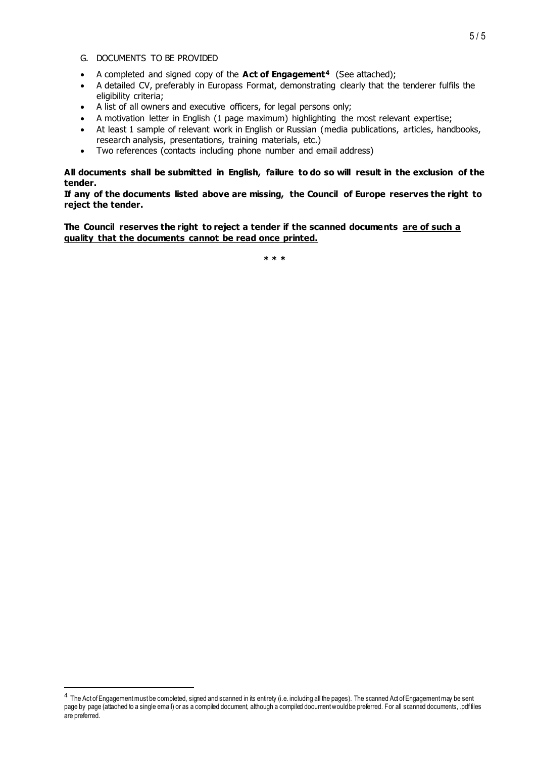G. DOCUMENTS TO BE PROVIDED

- A completed and signed copy of the **Act of Engagement**[4] (See attached);
- A detailed CV, preferably in Europass Format, demonstrating clearly that the tenderer fulfils the eligibility criteria;
- A list of all owners and executive officers, for legal persons only;
- A motivation letter in English (1 page maximum) highlighting the most relevant expertise;
- At least 1 sample of relevant work in English or Russian (media publications, articles, handbooks, research analysis, presentations, training materials, etc.)
- Two references (contacts including phone number and email address)

**All documents shall be submitted in English, failure to do so will result in the exclusion of the tender.**

**If any of the documents listed above are missing, the Council of Europe reserves the right to reject the tender.**

**The Council reserves the right to reject a tender if the scanned documents <u>are of such a quality that the documents cannot be read once printed.</u>**

\* \* \*

[4] The Act of Engagement must be completed, signed and scanned in its entirety (i.e. including all the pages). The scanned Act of Engagement may be sent page by page (attached to a single email) or as a compiled document, although a compiled document would be preferred. For all scanned documents, .pdf files are preferred.